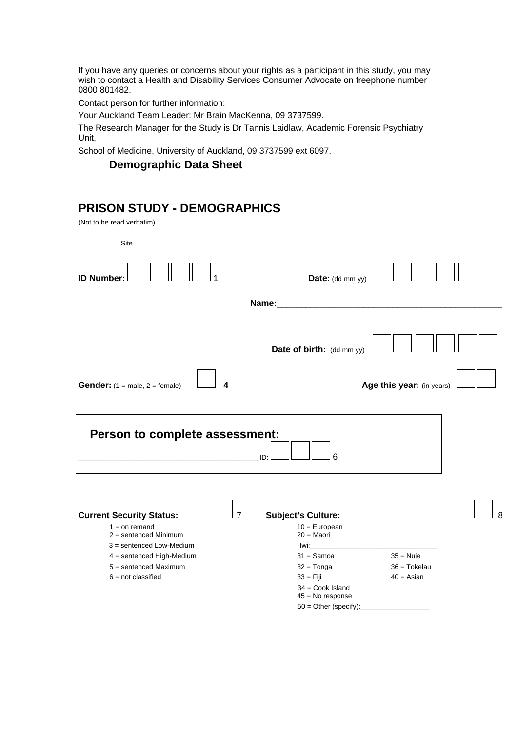If you have any queries or concerns about your rights as a participant in this study, you may wish to contact a Health and Disability Services Consumer Advocate on freephone number 0800 801482.

Contact person for further information:

Your Auckland Team Leader: Mr Brain MacKenna, 09 3737599.

The Research Manager for the Study is Dr Tannis Laidlaw, Academic Forensic Psychiatry Unit,

School of Medicine, University of Auckland, 09 3737599 ext 6097.

**Demographic Data Sheet**

## PRISON STUDY - DEMOGRAPHICS

(Not to be read verbatim)

Site

**ID Number:** [ ] [ ] [ ] [ ] 1

**Date:** (dd mm yy) [ ] [ ] [ ] [ ] [ ] [ ]

**Name:**\_\_\_\_\_\_\_\_\_\_\_\_\_\_\_\_\_\_\_\_\_\_\_\_\_\_\_\_\_\_\_\_\_\_\_\_\_\_\_\_\_\_\_\_

**Date of birth:** (dd mm yy) [ ] [ ] [ ] [ ] [ ] [ ]

**Gender:** (1 = male, 2 = female) [ ] **4**

**Age this year:** (in years) [ ] [ ]

**Person to complete assessment:**

\_\_\_\_\_\_\_\_\_\_\_\_\_\_\_\_\_\_\_\_\_\_\_\_\_\_\_\_\_\_\_\_\_\_\_\_\_\_ID: [ ] [ ] [ ] 6

**Current Security Status:** [ ] 7

- 1 = on remand
- 2 = sentenced Minimum
- 3 = sentenced Low-Medium
- 4 = sentenced High-Medium
- 5 = sentenced Maximum
- 6 = not classified

**Subject's Culture:** [ ] [ ] 8

- 10 = European
- 20 = Maori
  - Iwi:\_\_\_\_\_\_\_\_\_\_\_\_\_\_\_\_\_\_\_\_\_\_\_\_\_\_\_\_\_\_\_\_
- 31 = Samoa
- 32 = Tonga
- 33 = Fiji
- 34 = Cook Island
- 35 = Nuie
- 36 = Tokelau
- 40 = Asian
- 45 = No response
- 50 = Other (specify):\_\_\_\_\_\_\_\_\_\_\_\_\_\_\_\_\_\_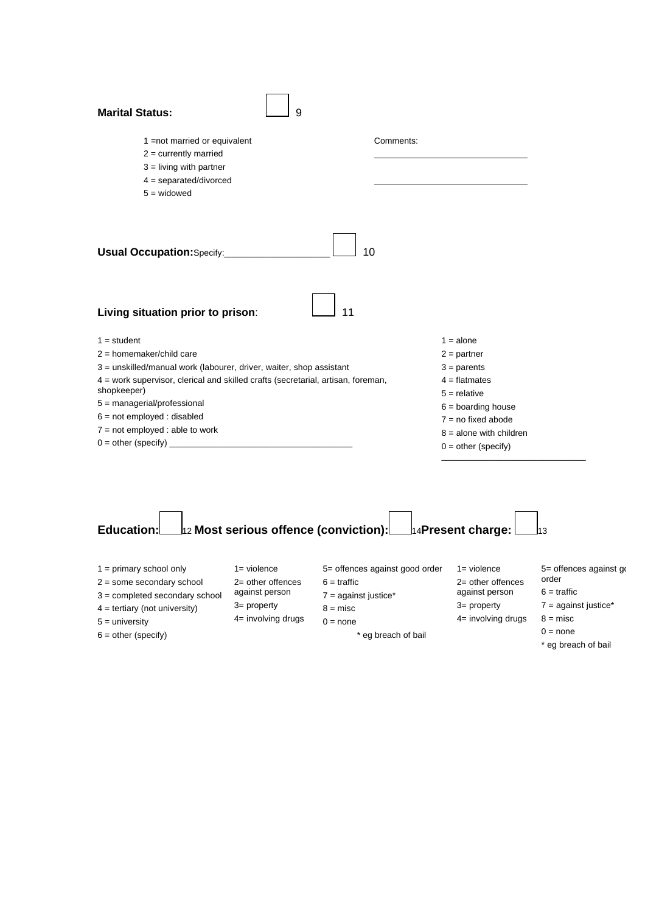**Marital Status:** ☐ 9

1 =not married or equivalent
2 = currently married
3 = living with partner
4 = separated/divorced
5 = widowed

Comments:
______________________________
______________________________

**Usual Occupation:** Specify:____________________ ☐ 10

**Living situation prior to prison**: ☐ 11

1 = student
2 = homemaker/child care
3 = unskilled/manual work (labourer, driver, waiter, shop assistant
4 = work supervisor, clerical and skilled crafts (secretarial, artisan, foreman, shopkeeper)
5 = managerial/professional
6 = not employed : disabled
7 = not employed : able to work
0 = other (specify) ______________________________________

1 = alone
2 = partner
3 = parents
4 = flatmates
5 = relative
6 = boarding house
7 = no fixed abode
8 = alone with children
0 = other (specify)
______________________________

**Education:** ☐ 12 **Most serious offence (conviction):** ☐ 14 **Present charge:** ☐ 13

**Education:**

1 = primary school only
2 = some secondary school
3 = completed secondary school
4 = tertiary (not university)
5 = university
6 = other (specify)

**Most serious offence (conviction):**

1= violence
2= other offences against person
3= property
4= involving drugs
5= offences against good order
6 = traffic
7 = against justice*
8 = misc
0 = none

\* eg breach of bail

**Present charge:**

1= violence
2= other offences against person
3= property
4= involving drugs
5= offences against good order
6 = traffic
7 = against justice*
8 = misc
0 = none

\* eg breach of bail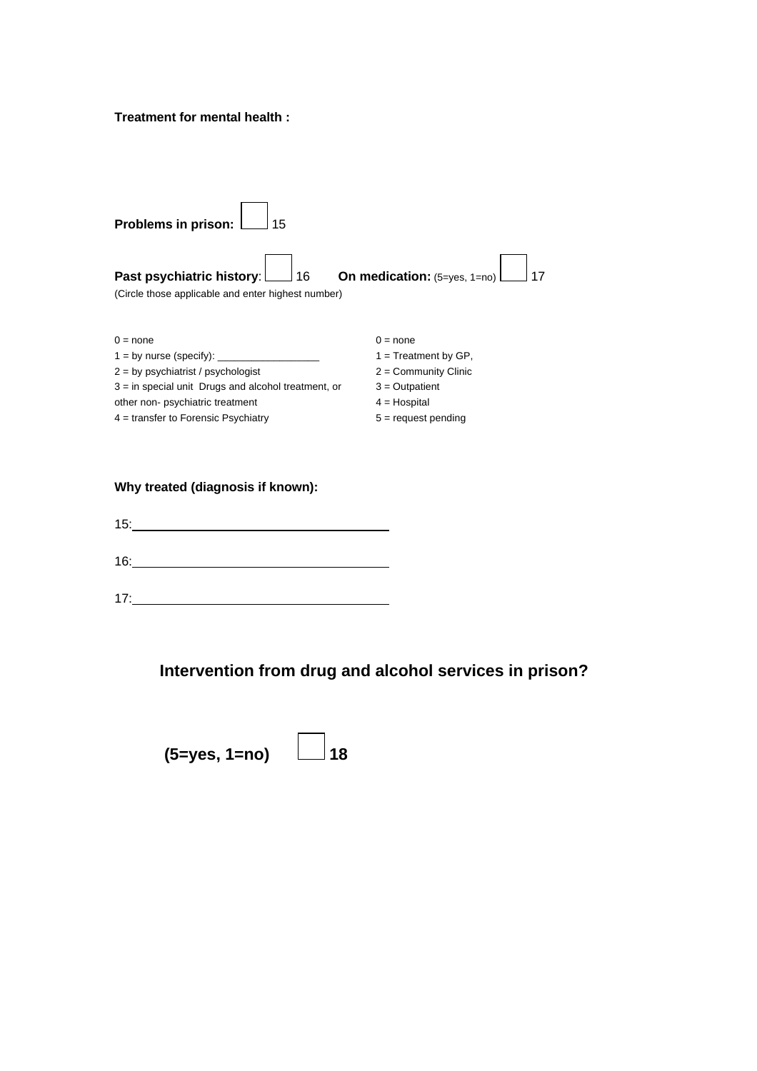**Treatment for mental health :**

**Problems in prison:** ☐ 15

**Past psychiatric history**: ☐ 16 **On medication:** (5=yes, 1=no) ☐ 17

(Circle those applicable and enter highest number)

| | |
|---|---|
| 0 = none | 0 = none |
| 1 = by nurse (specify): __________________ | 1 = Treatment by GP, |
| 2 = by psychiatrist / psychologist | 2 = Community Clinic |
| 3 = in special unit Drugs and alcohol treatment, or other non- psychiatric treatment | 3 = Outpatient |
| | 4 = Hospital |
| 4 = transfer to Forensic Psychiatry | 5 = request pending |

**Why treated (diagnosis if known):**

15:\_\_\_\_\_\_\_\_\_\_\_\_\_\_\_\_\_\_\_\_\_\_\_\_\_\_\_\_\_\_\_\_\_\_\_\_

16:\_\_\_\_\_\_\_\_\_\_\_\_\_\_\_\_\_\_\_\_\_\_\_\_\_\_\_\_\_\_\_\_\_\_\_\_

17:\_\_\_\_\_\_\_\_\_\_\_\_\_\_\_\_\_\_\_\_\_\_\_\_\_\_\_\_\_\_\_\_\_\_\_\_

## Intervention from drug and alcohol services in prison?

**(5=yes, 1=no)** ☐ **18**